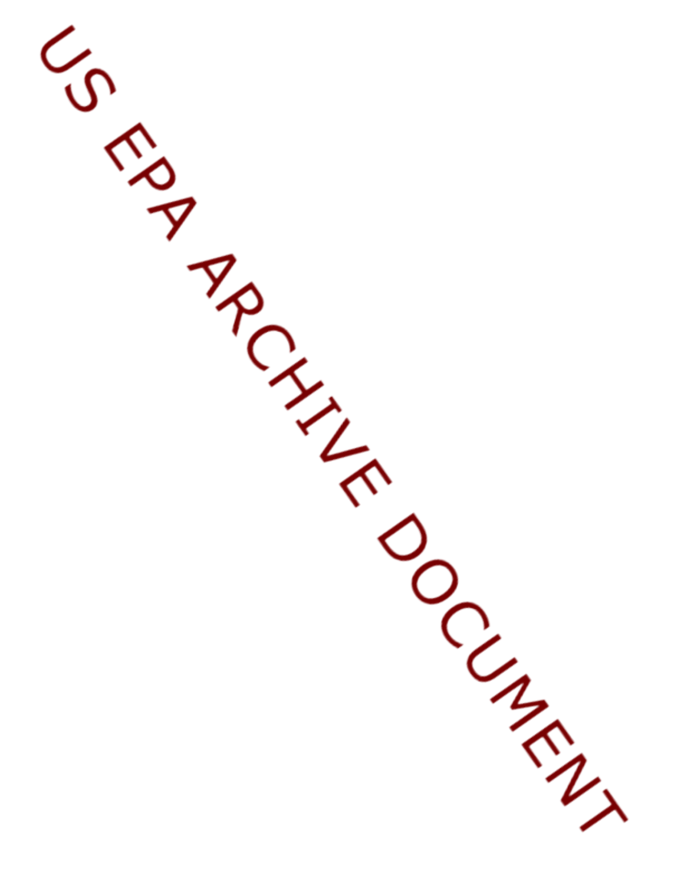US EPA ARCHIVE DOCUMENT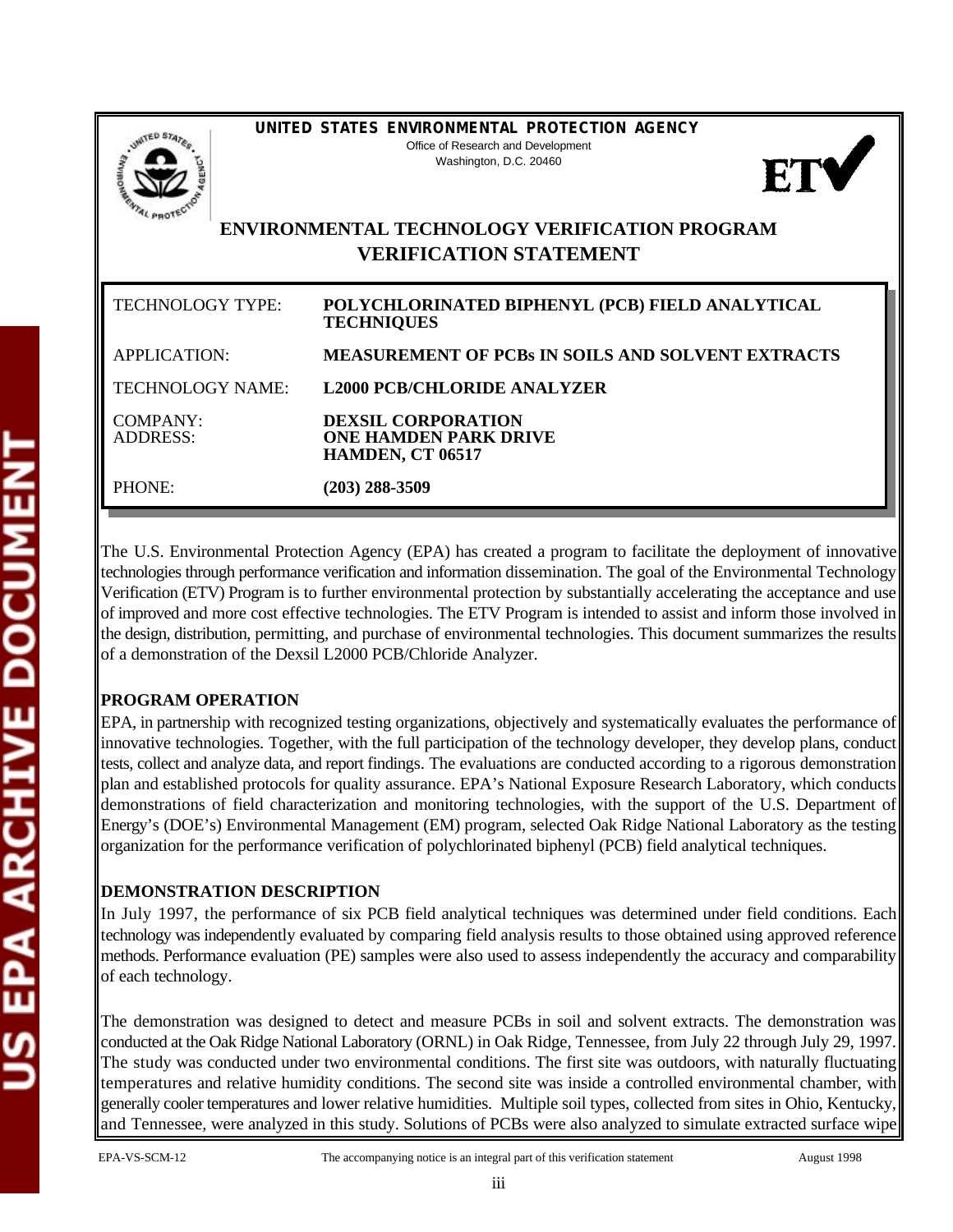**UNITED STATES ENVIRONMENTAL PROTECTION AGENCY**
Office of Research and Development
Washington, D.C. 20460

# ENVIRONMENTAL TECHNOLOGY VERIFICATION PROGRAM
## VERIFICATION STATEMENT

| | |
|---|---|
| TECHNOLOGY TYPE: | **POLYCHLORINATED BIPHENYL (PCB) FIELD ANALYTICAL TECHNIQUES** |
| APPLICATION: | **MEASUREMENT OF PCBs IN SOILS AND SOLVENT EXTRACTS** |
| TECHNOLOGY NAME: | **L2000 PCB/CHLORIDE ANALYZER** |
| COMPANY:<br>ADDRESS: | **DEXSIL CORPORATION<br>ONE HAMDEN PARK DRIVE<br>HAMDEN, CT 06517** |
| PHONE: | **(203) 288-3509** |

The U.S. Environmental Protection Agency (EPA) has created a program to facilitate the deployment of innovative technologies through performance verification and information dissemination. The goal of the Environmental Technology Verification (ETV) Program is to further environmental protection by substantially accelerating the acceptance and use of improved and more cost effective technologies. The ETV Program is intended to assist and inform those involved in the design, distribution, permitting, and purchase of environmental technologies. This document summarizes the results of a demonstration of the Dexsil L2000 PCB/Chloride Analyzer.

**PROGRAM OPERATION**

EPA, in partnership with recognized testing organizations, objectively and systematically evaluates the performance of innovative technologies. Together, with the full participation of the technology developer, they develop plans, conduct tests, collect and analyze data, and report findings. The evaluations are conducted according to a rigorous demonstration plan and established protocols for quality assurance. EPA's National Exposure Research Laboratory, which conducts demonstrations of field characterization and monitoring technologies, with the support of the U.S. Department of Energy's (DOE's) Environmental Management (EM) program, selected Oak Ridge National Laboratory as the testing organization for the performance verification of polychlorinated biphenyl (PCB) field analytical techniques.

**DEMONSTRATION DESCRIPTION**

In July 1997, the performance of six PCB field analytical techniques was determined under field conditions. Each technology was independently evaluated by comparing field analysis results to those obtained using approved reference methods. Performance evaluation (PE) samples were also used to assess independently the accuracy and comparability of each technology.

The demonstration was designed to detect and measure PCBs in soil and solvent extracts. The demonstration was conducted at the Oak Ridge National Laboratory (ORNL) in Oak Ridge, Tennessee, from July 22 through July 29, 1997. The study was conducted under two environmental conditions. The first site was outdoors, with naturally fluctuating temperatures and relative humidity conditions. The second site was inside a controlled environmental chamber, with generally cooler temperatures and lower relative humidities. Multiple soil types, collected from sites in Ohio, Kentucky, and Tennessee, were analyzed in this study. Solutions of PCBs were also analyzed to simulate extracted surface wipe

EPA-VS-SCM-12 The accompanying notice is an integral part of this verification statement August 1998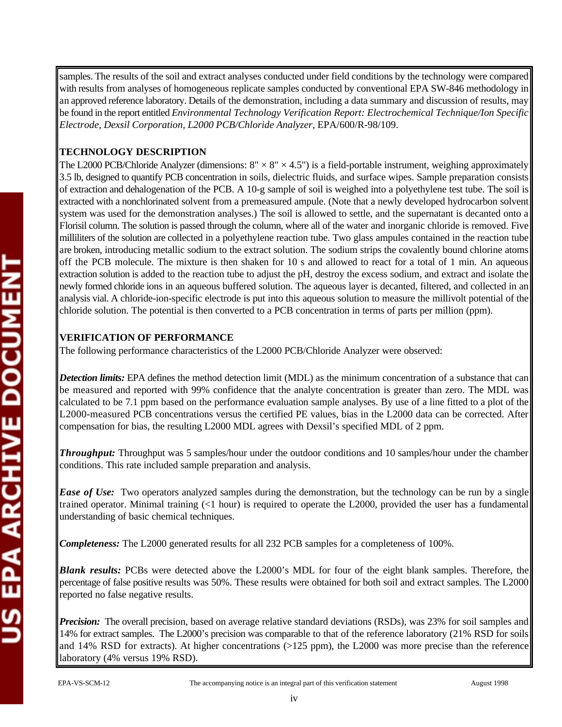samples. The results of the soil and extract analyses conducted under field conditions by the technology were compared with results from analyses of homogeneous replicate samples conducted by conventional EPA SW-846 methodology in an approved reference laboratory. Details of the demonstration, including a data summary and discussion of results, may be found in the report entitled *Environmental Technology Verification Report: Electrochemical Technique/Ion Specific Electrode, Dexsil Corporation, L2000 PCB/Chloride Analyzer,* EPA/600/R-98/109.

**TECHNOLOGY DESCRIPTION**

The L2000 PCB/Chloride Analyzer (dimensions: 8" × 8" × 4.5") is a field-portable instrument, weighing approximately 3.5 lb, designed to quantify PCB concentration in soils, dielectric fluids, and surface wipes. Sample preparation consists of extraction and dehalogenation of the PCB. A 10-g sample of soil is weighed into a polyethylene test tube. The soil is extracted with a nonchlorinated solvent from a premeasured ampule. (Note that a newly developed hydrocarbon solvent system was used for the demonstration analyses.) The soil is allowed to settle, and the supernatant is decanted onto a Florisil column. The solution is passed through the column, where all of the water and inorganic chloride is removed. Five milliliters of the solution are collected in a polyethylene reaction tube. Two glass ampules contained in the reaction tube are broken, introducing metallic sodium to the extract solution. The sodium strips the covalently bound chlorine atoms off the PCB molecule. The mixture is then shaken for 10 s and allowed to react for a total of 1 min. An aqueous extraction solution is added to the reaction tube to adjust the pH, destroy the excess sodium, and extract and isolate the newly formed chloride ions in an aqueous buffered solution. The aqueous layer is decanted, filtered, and collected in an analysis vial. A chloride-ion-specific electrode is put into this aqueous solution to measure the millivolt potential of the chloride solution. The potential is then converted to a PCB concentration in terms of parts per million (ppm).

**VERIFICATION OF PERFORMANCE**

The following performance characteristics of the L2000 PCB/Chloride Analyzer were observed:

***Detection limits:*** EPA defines the method detection limit (MDL) as the minimum concentration of a substance that can be measured and reported with 99% confidence that the analyte concentration is greater than zero. The MDL was calculated to be 7.1 ppm based on the performance evaluation sample analyses. By use of a line fitted to a plot of the L2000-measured PCB concentrations versus the certified PE values, bias in the L2000 data can be corrected. After compensation for bias, the resulting L2000 MDL agrees with Dexsil's specified MDL of 2 ppm.

***Throughput:*** Throughput was 5 samples/hour under the outdoor conditions and 10 samples/hour under the chamber conditions. This rate included sample preparation and analysis.

***Ease of Use:*** Two operators analyzed samples during the demonstration, but the technology can be run by a single trained operator. Minimal training (<1 hour) is required to operate the L2000, provided the user has a fundamental understanding of basic chemical techniques.

***Completeness:*** The L2000 generated results for all 232 PCB samples for a completeness of 100%.

***Blank results:*** PCBs were detected above the L2000's MDL for four of the eight blank samples. Therefore, the percentage of false positive results was 50%. These results were obtained for both soil and extract samples. The L2000 reported no false negative results.

***Precision:*** The overall precision, based on average relative standard deviations (RSDs), was 23% for soil samples and 14% for extract samples. The L2000's precision was comparable to that of the reference laboratory (21% RSD for soils and 14% RSD for extracts). At higher concentrations (>125 ppm), the L2000 was more precise than the reference laboratory (4% versus 19% RSD).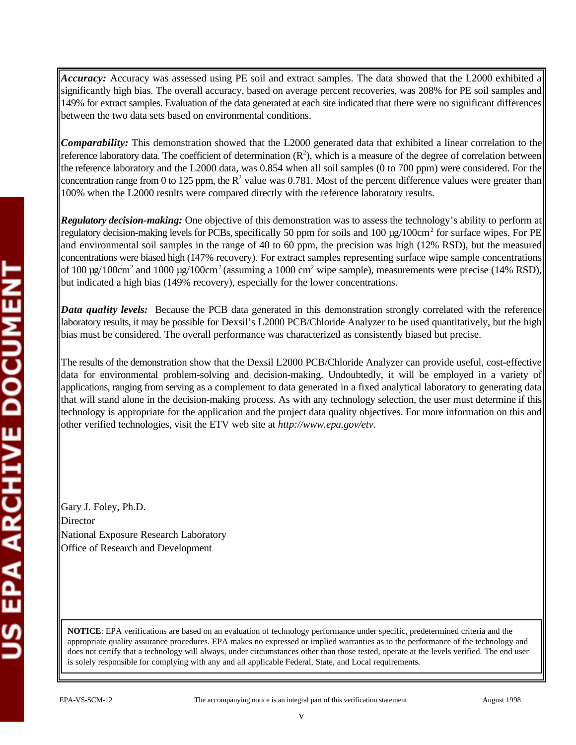***Accuracy:*** Accuracy was assessed using PE soil and extract samples. The data showed that the L2000 exhibited a significantly high bias. The overall accuracy, based on average percent recoveries, was 208% for PE soil samples and 149% for extract samples. Evaluation of the data generated at each site indicated that there were no significant differences between the two data sets based on environmental conditions.

***Comparability:*** This demonstration showed that the L2000 generated data that exhibited a linear correlation to the reference laboratory data. The coefficient of determination ($R^2$), which is a measure of the degree of correlation between the reference laboratory and the L2000 data, was 0.854 when all soil samples (0 to 700 ppm) were considered. For the concentration range from 0 to 125 ppm, the $R^2$ value was 0.781. Most of the percent difference values were greater than 100% when the L2000 results were compared directly with the reference laboratory results.

***Regulatory decision-making:*** One objective of this demonstration was to assess the technology's ability to perform at regulatory decision-making levels for PCBs, specifically 50 ppm for soils and 100 µg/100cm$^2$ for surface wipes. For PE and environmental soil samples in the range of 40 to 60 ppm, the precision was high (12% RSD), but the measured concentrations were biased high (147% recovery). For extract samples representing surface wipe sample concentrations of 100 µg/100cm$^2$ and 1000 µg/100cm$^2$ (assuming a 1000 cm$^2$ wipe sample), measurements were precise (14% RSD), but indicated a high bias (149% recovery), especially for the lower concentrations.

***Data quality levels:*** Because the PCB data generated in this demonstration strongly correlated with the reference laboratory results, it may be possible for Dexsil's L2000 PCB/Chloride Analyzer to be used quantitatively, but the high bias must be considered. The overall performance was characterized as consistently biased but precise.

The results of the demonstration show that the Dexsil L2000 PCB/Chloride Analyzer can provide useful, cost-effective data for environmental problem-solving and decision-making. Undoubtedly, it will be employed in a variety of applications, ranging from serving as a complement to data generated in a fixed analytical laboratory to generating data that will stand alone in the decision-making process. As with any technology selection, the user must determine if this technology is appropriate for the application and the project data quality objectives. For more information on this and other verified technologies, visit the ETV web site at *http://www.epa.gov/etv*.

Gary J. Foley, Ph.D.
Director
National Exposure Research Laboratory
Office of Research and Development

**NOTICE**: EPA verifications are based on an evaluation of technology performance under specific, predetermined criteria and the appropriate quality assurance procedures. EPA makes no expressed or implied warranties as to the performance of the technology and does not certify that a technology will always, under circumstances other than those tested, operate at the levels verified. The end user is solely responsible for complying with any and all applicable Federal, State, and Local requirements.